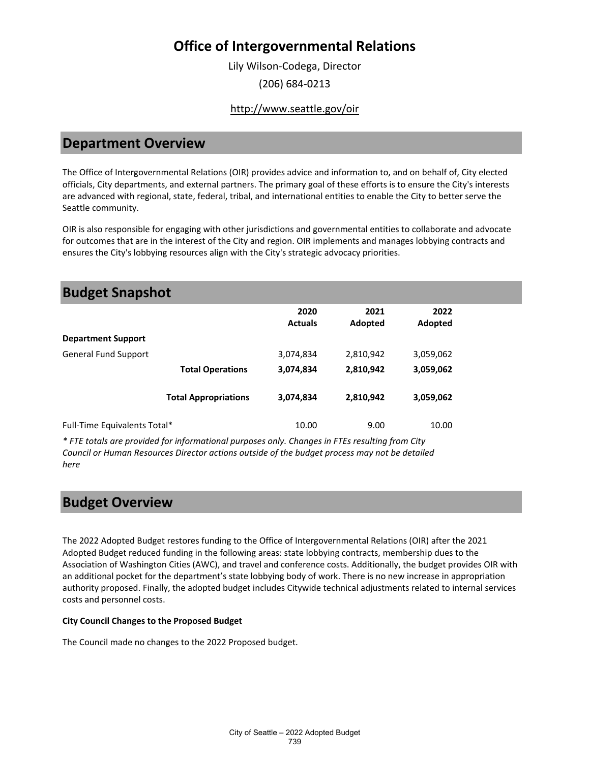# Office of Intergovernmental Relations

Lily Wilson-Codega, Director

(206) 684-0213

http://www.seattle.gov/oir

## Department Overview

The Office of Intergovernmental Relations (OIR) provides advice and information to, and on behalf of, City elected officials, City departments, and external partners. The primary goal of these efforts is to ensure the City's interests are advanced with regional, state, federal, tribal, and international entities to enable the City to better serve the Seattle community.

OIR is also responsible for engaging with other jurisdictions and governmental entities to collaborate and advocate for outcomes that are in the interest of the City and region. OIR implements and manages lobbying contracts and ensures the City's lobbying resources align with the City's strategic advocacy priorities.

## Budget Snapshot

| | 2020 Actuals | 2021 Adopted | 2022 Adopted |
|---|---|---|---|
| **Department Support** | | | |
| General Fund Support | 3,074,834 | 2,810,942 | 3,059,062 |
| **Total Operations** | **3,074,834** | **2,810,942** | **3,059,062** |
| **Total Appropriations** | **3,074,834** | **2,810,942** | **3,059,062** |
| Full-Time Equivalents Total* | 10.00 | 9.00 | 10.00 |

*\* FTE totals are provided for informational purposes only. Changes in FTEs resulting from City Council or Human Resources Director actions outside of the budget process may not be detailed here*

## Budget Overview

The 2022 Adopted Budget restores funding to the Office of Intergovernmental Relations (OIR) after the 2021 Adopted Budget reduced funding in the following areas: state lobbying contracts, membership dues to the Association of Washington Cities (AWC), and travel and conference costs. Additionally, the budget provides OIR with an additional pocket for the department's state lobbying body of work. There is no new increase in appropriation authority proposed. Finally, the adopted budget includes Citywide technical adjustments related to internal services costs and personnel costs.

**City Council Changes to the Proposed Budget**

The Council made no changes to the 2022 Proposed budget.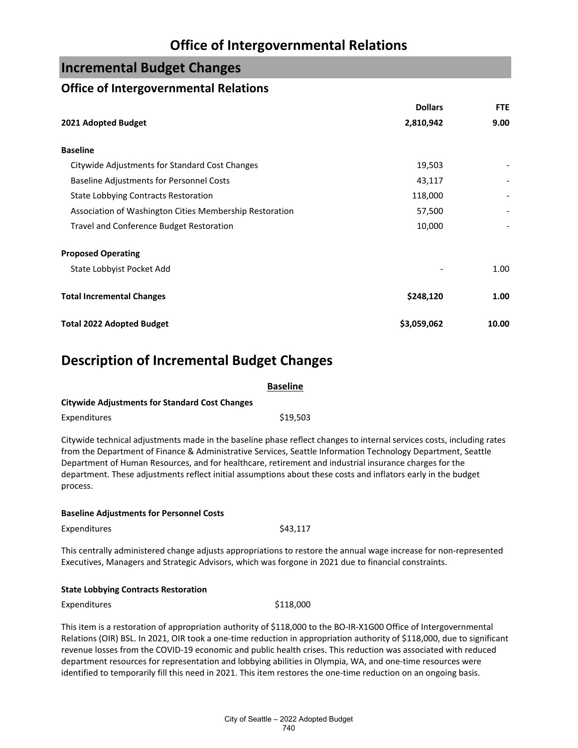# Office of Intergovernmental Relations

## Incremental Budget Changes

### Office of Intergovernmental Relations

| | Dollars | FTE |
|---|---|---|
| **2021 Adopted Budget** | **2,810,942** | **9.00** |
| | | |
| **Baseline** | | |
| Citywide Adjustments for Standard Cost Changes | 19,503 | - |
| Baseline Adjustments for Personnel Costs | 43,117 | - |
| State Lobbying Contracts Restoration | 118,000 | - |
| Association of Washington Cities Membership Restoration | 57,500 | - |
| Travel and Conference Budget Restoration | 10,000 | - |
| | | |
| **Proposed Operating** | | |
| State Lobbyist Pocket Add | - | 1.00 |
| | | |
| **Total Incremental Changes** | **$248,120** | **1.00** |
| | | |
| **Total 2022 Adopted Budget** | **$3,059,062** | **10.00** |

## Description of Incremental Budget Changes

**Baseline**

**Citywide Adjustments for Standard Cost Changes**

Expenditures $19,503

Citywide technical adjustments made in the baseline phase reflect changes to internal services costs, including rates from the Department of Finance & Administrative Services, Seattle Information Technology Department, Seattle Department of Human Resources, and for healthcare, retirement and industrial insurance charges for the department. These adjustments reflect initial assumptions about these costs and inflators early in the budget process.

**Baseline Adjustments for Personnel Costs**

Expenditures $43,117

This centrally administered change adjusts appropriations to restore the annual wage increase for non-represented Executives, Managers and Strategic Advisors, which was forgone in 2021 due to financial constraints.

**State Lobbying Contracts Restoration**

Expenditures $118,000

This item is a restoration of appropriation authority of $118,000 to the BO-IR-X1G00 Office of Intergovernmental Relations (OIR) BSL. In 2021, OIR took a one-time reduction in appropriation authority of $118,000, due to significant revenue losses from the COVID-19 economic and public health crises. This reduction was associated with reduced department resources for representation and lobbying abilities in Olympia, WA, and one-time resources were identified to temporarily fill this need in 2021. This item restores the one-time reduction on an ongoing basis.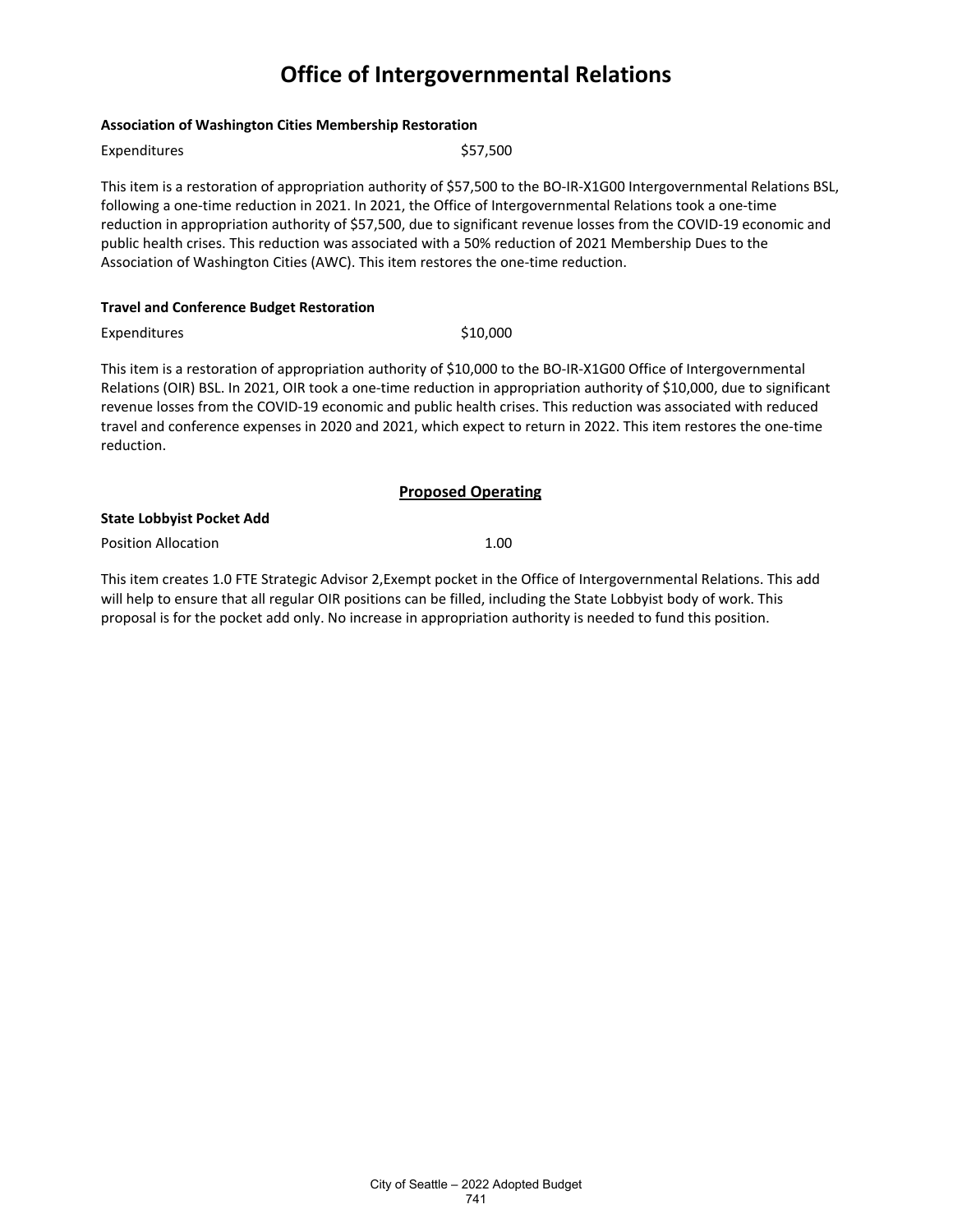# Office of Intergovernmental Relations

**Association of Washington Cities Membership Restoration**

| | |
|---|---|
| Expenditures | $57,500 |

This item is a restoration of appropriation authority of $57,500 to the BO-IR-X1G00 Intergovernmental Relations BSL, following a one-time reduction in 2021. In 2021, the Office of Intergovernmental Relations took a one-time reduction in appropriation authority of $57,500, due to significant revenue losses from the COVID-19 economic and public health crises. This reduction was associated with a 50% reduction of 2021 Membership Dues to the Association of Washington Cities (AWC). This item restores the one-time reduction.

**Travel and Conference Budget Restoration**

| | |
|---|---|
| Expenditures | $10,000 |

This item is a restoration of appropriation authority of $10,000 to the BO-IR-X1G00 Office of Intergovernmental Relations (OIR) BSL. In 2021, OIR took a one-time reduction in appropriation authority of $10,000, due to significant revenue losses from the COVID-19 economic and public health crises. This reduction was associated with reduced travel and conference expenses in 2020 and 2021, which expect to return in 2022. This item restores the one-time reduction.

## Proposed Operating

**State Lobbyist Pocket Add**

| | |
|---|---|
| Position Allocation | 1.00 |

This item creates 1.0 FTE Strategic Advisor 2,Exempt pocket in the Office of Intergovernmental Relations. This add will help to ensure that all regular OIR positions can be filled, including the State Lobbyist body of work. This proposal is for the pocket add only. No increase in appropriation authority is needed to fund this position.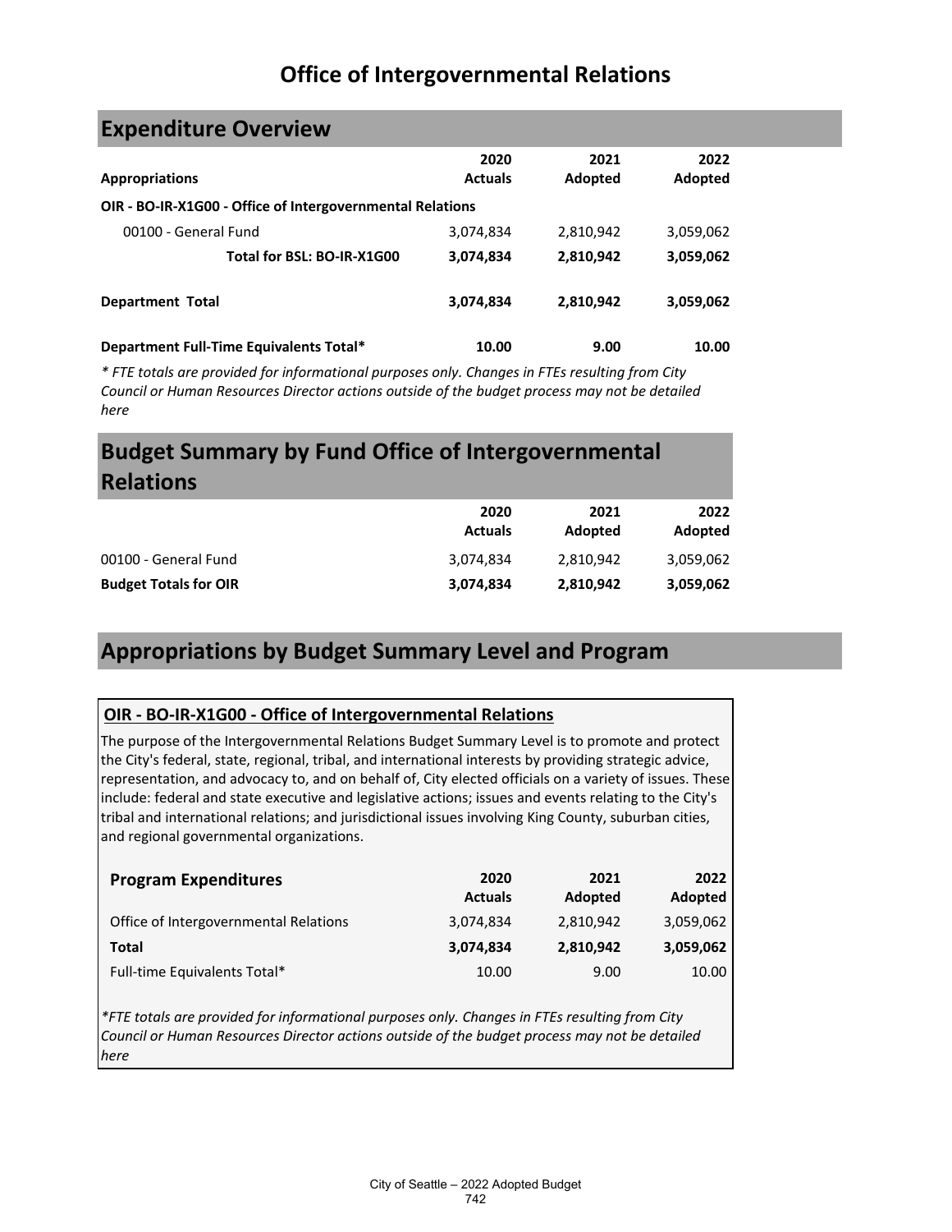# Office of Intergovernmental Relations

## Expenditure Overview

| Appropriations | 2020 Actuals | 2021 Adopted | 2022 Adopted |
|---|---|---|---|
| **OIR - BO-IR-X1G00 - Office of Intergovernmental Relations** | | | |
| 00100 - General Fund | 3,074,834 | 2,810,942 | 3,059,062 |
| **Total for BSL: BO-IR-X1G00** | **3,074,834** | **2,810,942** | **3,059,062** |
| **Department Total** | **3,074,834** | **2,810,942** | **3,059,062** |
| **Department Full-Time Equivalents Total*** | **10.00** | **9.00** | **10.00** |

*\* FTE totals are provided for informational purposes only. Changes in FTEs resulting from City Council or Human Resources Director actions outside of the budget process may not be detailed here*

## Budget Summary by Fund Office of Intergovernmental Relations

| | 2020 Actuals | 2021 Adopted | 2022 Adopted |
|---|---|---|---|
| 00100 - General Fund | 3,074,834 | 2,810,942 | 3,059,062 |
| **Budget Totals for OIR** | **3,074,834** | **2,810,942** | **3,059,062** |

## Appropriations by Budget Summary Level and Program

### OIR - BO-IR-X1G00 - Office of Intergovernmental Relations

The purpose of the Intergovernmental Relations Budget Summary Level is to promote and protect the City's federal, state, regional, tribal, and international interests by providing strategic advice, representation, and advocacy to, and on behalf of, City elected officials on a variety of issues. These include: federal and state executive and legislative actions; issues and events relating to the City's tribal and international relations; and jurisdictional issues involving King County, suburban cities, and regional governmental organizations.

| Program Expenditures | 2020 Actuals | 2021 Adopted | 2022 Adopted |
|---|---|---|---|
| Office of Intergovernmental Relations | 3,074,834 | 2,810,942 | 3,059,062 |
| **Total** | **3,074,834** | **2,810,942** | **3,059,062** |
| Full-time Equivalents Total* | 10.00 | 9.00 | 10.00 |

*\*FTE totals are provided for informational purposes only. Changes in FTEs resulting from City Council or Human Resources Director actions outside of the budget process may not be detailed here*